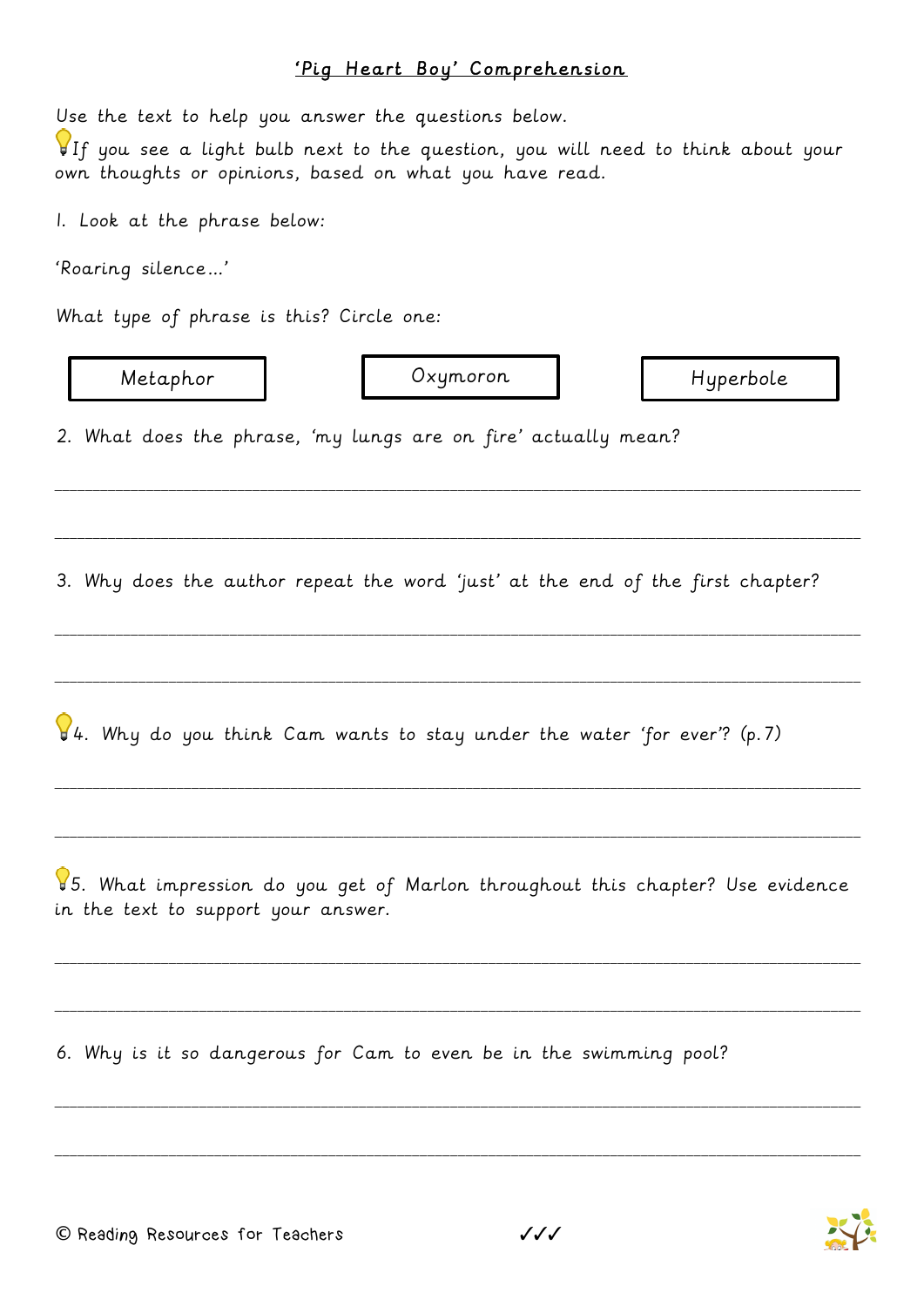# 'Pig Heart Boy' Comprehension

Use the text to help you answer the questions below.

💡If you see a light bulb next to the question, you will need to think about your own thoughts or opinions, based on what you have read.

1. Look at the phrase below:

'Roaring silence…'

What type of phrase is this? Circle one:

| Metaphor | Oxymoron | Hyperbole |
|---|---|---|

2. What does the phrase, 'my lungs are on fire' actually mean?

\_\_\_\_\_\_\_\_\_\_\_\_\_\_\_\_\_\_\_\_\_\_\_\_\_\_\_\_\_\_\_\_\_\_\_\_\_\_\_\_\_\_\_\_\_\_\_\_\_\_\_\_\_\_\_\_\_\_\_\_\_\_\_\_\_\_\_\_\_\_\_\_\_\_

\_\_\_\_\_\_\_\_\_\_\_\_\_\_\_\_\_\_\_\_\_\_\_\_\_\_\_\_\_\_\_\_\_\_\_\_\_\_\_\_\_\_\_\_\_\_\_\_\_\_\_\_\_\_\_\_\_\_\_\_\_\_\_\_\_\_\_\_\_\_\_\_\_\_

3. Why does the author repeat the word 'just' at the end of the first chapter?

\_\_\_\_\_\_\_\_\_\_\_\_\_\_\_\_\_\_\_\_\_\_\_\_\_\_\_\_\_\_\_\_\_\_\_\_\_\_\_\_\_\_\_\_\_\_\_\_\_\_\_\_\_\_\_\_\_\_\_\_\_\_\_\_\_\_\_\_\_\_\_\_\_\_

\_\_\_\_\_\_\_\_\_\_\_\_\_\_\_\_\_\_\_\_\_\_\_\_\_\_\_\_\_\_\_\_\_\_\_\_\_\_\_\_\_\_\_\_\_\_\_\_\_\_\_\_\_\_\_\_\_\_\_\_\_\_\_\_\_\_\_\_\_\_\_\_\_\_

💡4. Why do you think Cam wants to stay under the water 'for ever'? (p.7)

\_\_\_\_\_\_\_\_\_\_\_\_\_\_\_\_\_\_\_\_\_\_\_\_\_\_\_\_\_\_\_\_\_\_\_\_\_\_\_\_\_\_\_\_\_\_\_\_\_\_\_\_\_\_\_\_\_\_\_\_\_\_\_\_\_\_\_\_\_\_\_\_\_\_

\_\_\_\_\_\_\_\_\_\_\_\_\_\_\_\_\_\_\_\_\_\_\_\_\_\_\_\_\_\_\_\_\_\_\_\_\_\_\_\_\_\_\_\_\_\_\_\_\_\_\_\_\_\_\_\_\_\_\_\_\_\_\_\_\_\_\_\_\_\_\_\_\_\_

💡5. What impression do you get of Marlon throughout this chapter? Use evidence in the text to support your answer.

\_\_\_\_\_\_\_\_\_\_\_\_\_\_\_\_\_\_\_\_\_\_\_\_\_\_\_\_\_\_\_\_\_\_\_\_\_\_\_\_\_\_\_\_\_\_\_\_\_\_\_\_\_\_\_\_\_\_\_\_\_\_\_\_\_\_\_\_\_\_\_\_\_\_

\_\_\_\_\_\_\_\_\_\_\_\_\_\_\_\_\_\_\_\_\_\_\_\_\_\_\_\_\_\_\_\_\_\_\_\_\_\_\_\_\_\_\_\_\_\_\_\_\_\_\_\_\_\_\_\_\_\_\_\_\_\_\_\_\_\_\_\_\_\_\_\_\_\_

6. Why is it so dangerous for Cam to even be in the swimming pool?

\_\_\_\_\_\_\_\_\_\_\_\_\_\_\_\_\_\_\_\_\_\_\_\_\_\_\_\_\_\_\_\_\_\_\_\_\_\_\_\_\_\_\_\_\_\_\_\_\_\_\_\_\_\_\_\_\_\_\_\_\_\_\_\_\_\_\_\_\_\_\_\_\_\_

\_\_\_\_\_\_\_\_\_\_\_\_\_\_\_\_\_\_\_\_\_\_\_\_\_\_\_\_\_\_\_\_\_\_\_\_\_\_\_\_\_\_\_\_\_\_\_\_\_\_\_\_\_\_\_\_\_\_\_\_\_\_\_\_\_\_\_\_\_\_\_\_\_\_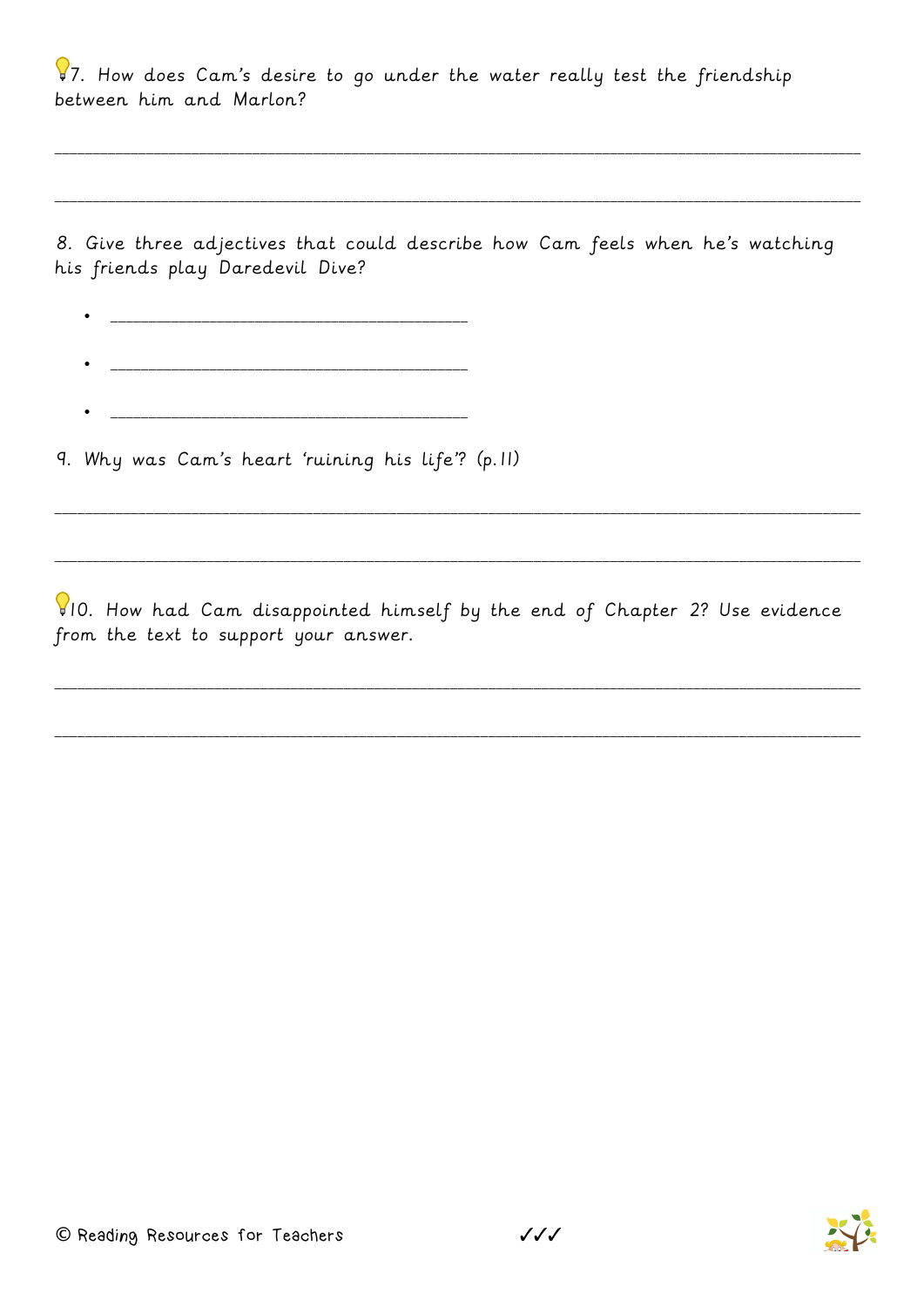7. How does Cam's desire to go under the water really test the friendship between him and Marlon?

\_\_\_\_\_\_\_\_\_\_\_\_\_\_\_\_\_\_\_\_\_\_\_\_\_\_\_\_\_\_\_\_\_\_\_\_\_\_\_\_\_\_\_\_\_\_\_\_\_\_\_\_\_\_\_\_\_\_\_\_\_\_\_\_\_\_\_\_\_\_\_\_

\_\_\_\_\_\_\_\_\_\_\_\_\_\_\_\_\_\_\_\_\_\_\_\_\_\_\_\_\_\_\_\_\_\_\_\_\_\_\_\_\_\_\_\_\_\_\_\_\_\_\_\_\_\_\_\_\_\_\_\_\_\_\_\_\_\_\_\_\_\_\_\_

8. Give three adjectives that could describe how Cam feels when he's watching his friends play Daredevil Dive?

- \_\_\_\_\_\_\_\_\_\_\_\_\_\_\_\_\_\_\_\_\_\_\_\_\_\_\_\_\_\_\_\_
- \_\_\_\_\_\_\_\_\_\_\_\_\_\_\_\_\_\_\_\_\_\_\_\_\_\_\_\_\_\_\_\_
- \_\_\_\_\_\_\_\_\_\_\_\_\_\_\_\_\_\_\_\_\_\_\_\_\_\_\_\_\_\_\_\_

9. Why was Cam's heart 'ruining his life'? (p.11)

\_\_\_\_\_\_\_\_\_\_\_\_\_\_\_\_\_\_\_\_\_\_\_\_\_\_\_\_\_\_\_\_\_\_\_\_\_\_\_\_\_\_\_\_\_\_\_\_\_\_\_\_\_\_\_\_\_\_\_\_\_\_\_\_\_\_\_\_\_\_\_\_

\_\_\_\_\_\_\_\_\_\_\_\_\_\_\_\_\_\_\_\_\_\_\_\_\_\_\_\_\_\_\_\_\_\_\_\_\_\_\_\_\_\_\_\_\_\_\_\_\_\_\_\_\_\_\_\_\_\_\_\_\_\_\_\_\_\_\_\_\_\_\_\_

10. How had Cam disappointed himself by the end of Chapter 2? Use evidence from the text to support your answer.

\_\_\_\_\_\_\_\_\_\_\_\_\_\_\_\_\_\_\_\_\_\_\_\_\_\_\_\_\_\_\_\_\_\_\_\_\_\_\_\_\_\_\_\_\_\_\_\_\_\_\_\_\_\_\_\_\_\_\_\_\_\_\_\_\_\_\_\_\_\_\_\_

\_\_\_\_\_\_\_\_\_\_\_\_\_\_\_\_\_\_\_\_\_\_\_\_\_\_\_\_\_\_\_\_\_\_\_\_\_\_\_\_\_\_\_\_\_\_\_\_\_\_\_\_\_\_\_\_\_\_\_\_\_\_\_\_\_\_\_\_\_\_\_\_

© Reading Resources for Teachers ✓✓✓